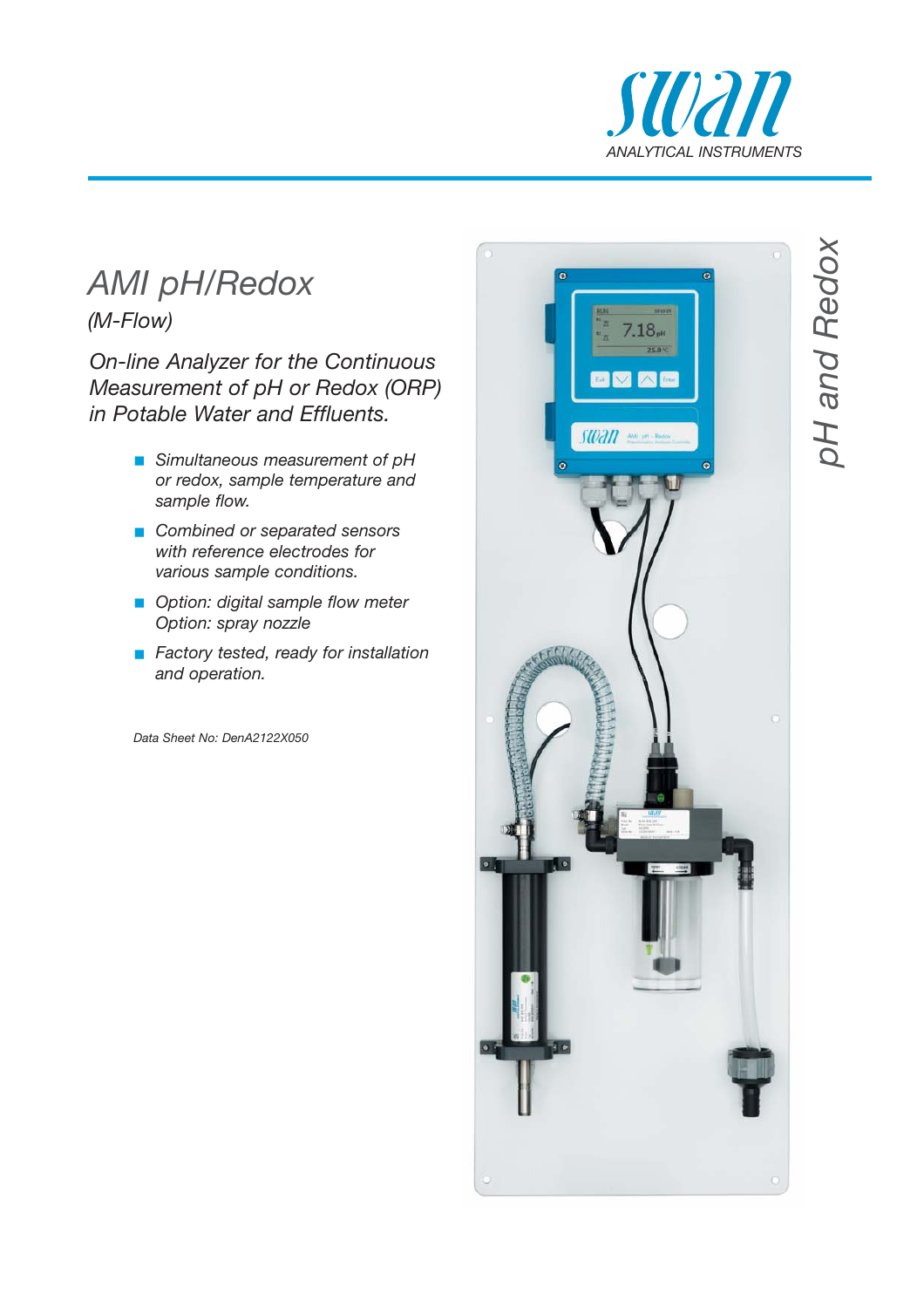# AMI pH/Redox

*(M-Flow)*

*On-line Analyzer for the Continuous Measurement of pH or Redox (ORP) in Potable Water and Effluents.*

- *Simultaneous measurement of pH or redox, sample temperature and sample flow.*
- *Combined or separated sensors with reference electrodes for various sample conditions.*
- *Option: digital sample flow meter*
  *Option: spray nozzle*
- *Factory tested, ready for installation and operation.*

*Data Sheet No: DenA2122X050*

*pH and Redox*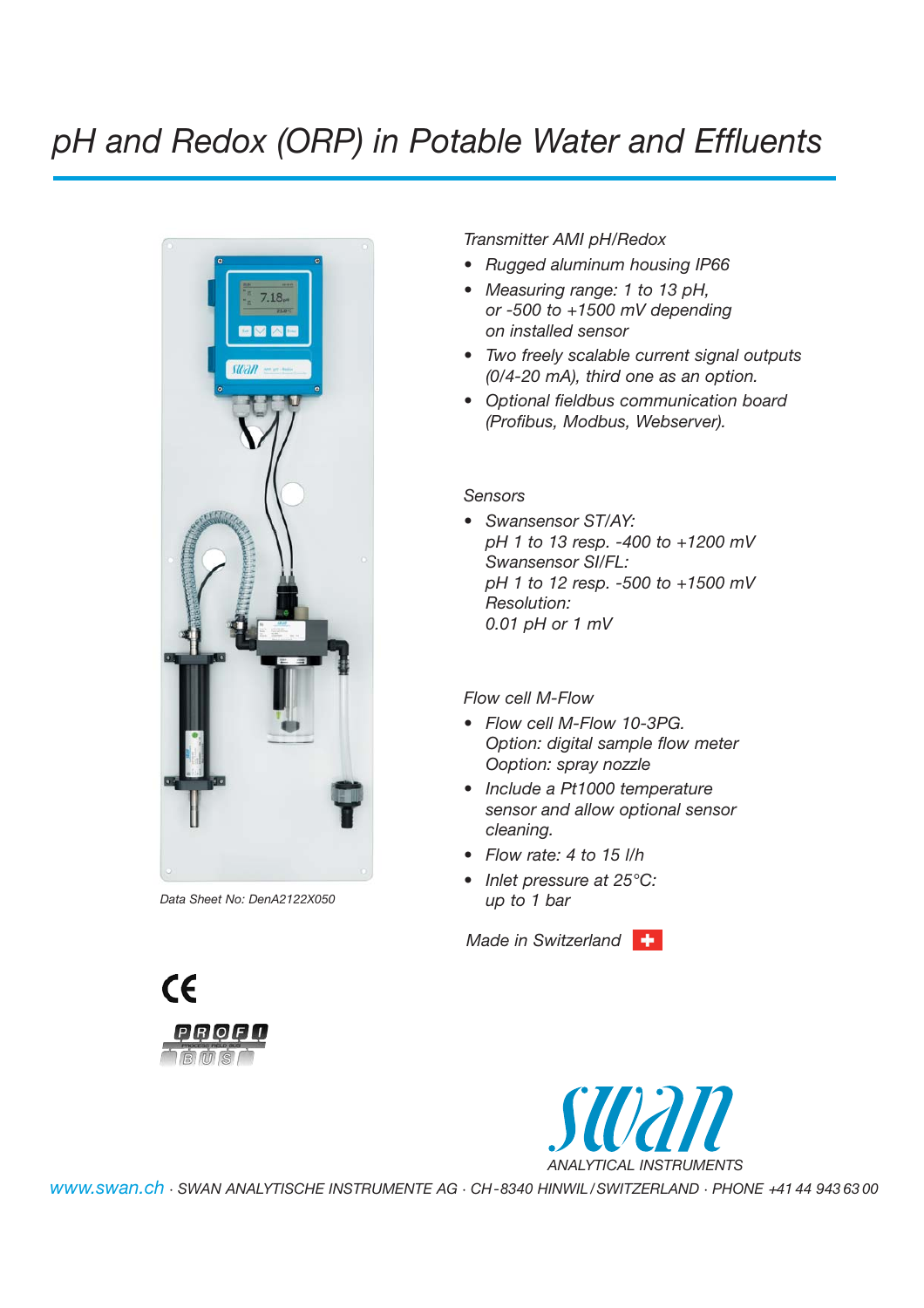# pH and Redox (ORP) in Potable Water and Effluents

*Transmitter AMI pH/Redox*

- *Rugged aluminum housing IP66*
- *Measuring range: 1 to 13 pH, or -500 to +1500 mV depending on installed sensor*
- *Two freely scalable current signal outputs (0/4-20 mA), third one as an option.*
- *Optional fieldbus communication board (Profibus, Modbus, Webserver).*

*Sensors*

- *Swansensor ST/AY:*
  *pH 1 to 13 resp. -400 to +1200 mV*
  *Swansensor SI/FL:*
  *pH 1 to 12 resp. -500 to +1500 mV*
  *Resolution:*
  *0.01 pH or 1 mV*

*Flow cell M-Flow*

- *Flow cell M-Flow 10-3PG.*
  *Option: digital sample flow meter*
  *Ooption: spray nozzle*
- *Include a Pt1000 temperature sensor and allow optional sensor cleaning.*
- *Flow rate: 4 to 15 l/h*
- *Inlet pressure at 25°C: up to 1 bar*

*Made in Switzerland*

*Data Sheet No: DenA2122X050*

CE

PROFIBUS

swan
ANALYTICAL INSTRUMENTS

www.swan.ch · SWAN ANALYTISCHE INSTRUMENTE AG · CH-8340 HINWIL/SWITZERLAND · PHONE +41 44 943 63 00